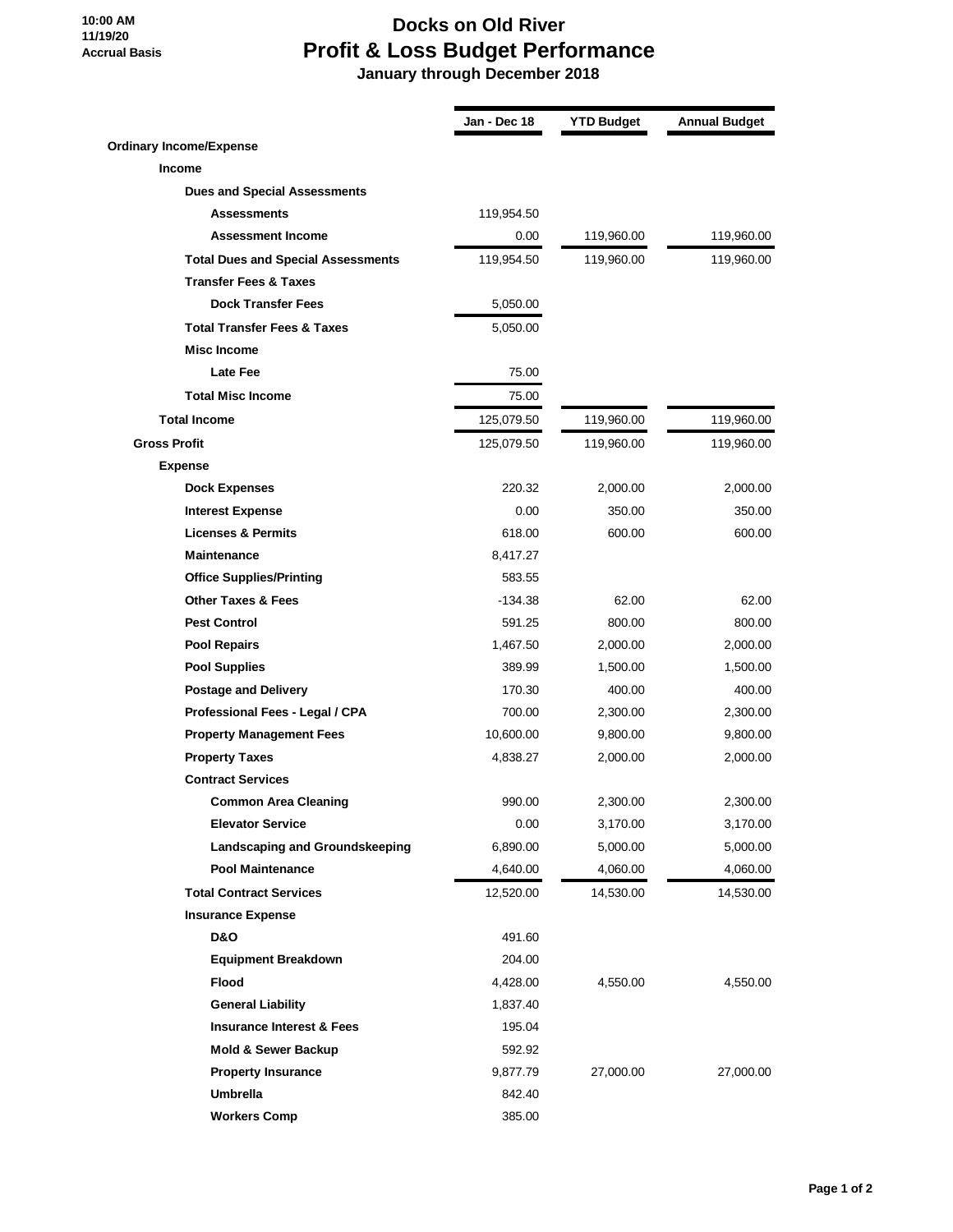10:00 AM
11/19/20
Accrual Basis

# Docks on Old River
## Profit & Loss Budget Performance
### January through December 2018

| | Jan - Dec 18 | YTD Budget | Annual Budget |
|---|---|---|---|
| **Ordinary Income/Expense** | | | |
| **Income** | | | |
| **Dues and Special Assessments** | | | |
| **Assessments** | 119,954.50 | | |
| **Assessment Income** | 0.00 | 119,960.00 | 119,960.00 |
| **Total Dues and Special Assessments** | 119,954.50 | 119,960.00 | 119,960.00 |
| **Transfer Fees & Taxes** | | | |
| **Dock Transfer Fees** | 5,050.00 | | |
| **Total Transfer Fees & Taxes** | 5,050.00 | | |
| **Misc Income** | | | |
| **Late Fee** | 75.00 | | |
| **Total Misc Income** | 75.00 | | |
| **Total Income** | 125,079.50 | 119,960.00 | 119,960.00 |
| **Gross Profit** | 125,079.50 | 119,960.00 | 119,960.00 |
| **Expense** | | | |
| **Dock Expenses** | 220.32 | 2,000.00 | 2,000.00 |
| **Interest Expense** | 0.00 | 350.00 | 350.00 |
| **Licenses & Permits** | 618.00 | 600.00 | 600.00 |
| **Maintenance** | 8,417.27 | | |
| **Office Supplies/Printing** | 583.55 | | |
| **Other Taxes & Fees** | -134.38 | 62.00 | 62.00 |
| **Pest Control** | 591.25 | 800.00 | 800.00 |
| **Pool Repairs** | 1,467.50 | 2,000.00 | 2,000.00 |
| **Pool Supplies** | 389.99 | 1,500.00 | 1,500.00 |
| **Postage and Delivery** | 170.30 | 400.00 | 400.00 |
| **Professional Fees - Legal / CPA** | 700.00 | 2,300.00 | 2,300.00 |
| **Property Management Fees** | 10,600.00 | 9,800.00 | 9,800.00 |
| **Property Taxes** | 4,838.27 | 2,000.00 | 2,000.00 |
| **Contract Services** | | | |
| **Common Area Cleaning** | 990.00 | 2,300.00 | 2,300.00 |
| **Elevator Service** | 0.00 | 3,170.00 | 3,170.00 |
| **Landscaping and Groundskeeping** | 6,890.00 | 5,000.00 | 5,000.00 |
| **Pool Maintenance** | 4,640.00 | 4,060.00 | 4,060.00 |
| **Total Contract Services** | 12,520.00 | 14,530.00 | 14,530.00 |
| **Insurance Expense** | | | |
| **D&O** | 491.60 | | |
| **Equipment Breakdown** | 204.00 | | |
| **Flood** | 4,428.00 | 4,550.00 | 4,550.00 |
| **General Liability** | 1,837.40 | | |
| **Insurance Interest & Fees** | 195.04 | | |
| **Mold & Sewer Backup** | 592.92 | | |
| **Property Insurance** | 9,877.79 | 27,000.00 | 27,000.00 |
| **Umbrella** | 842.40 | | |
| **Workers Comp** | 385.00 | | |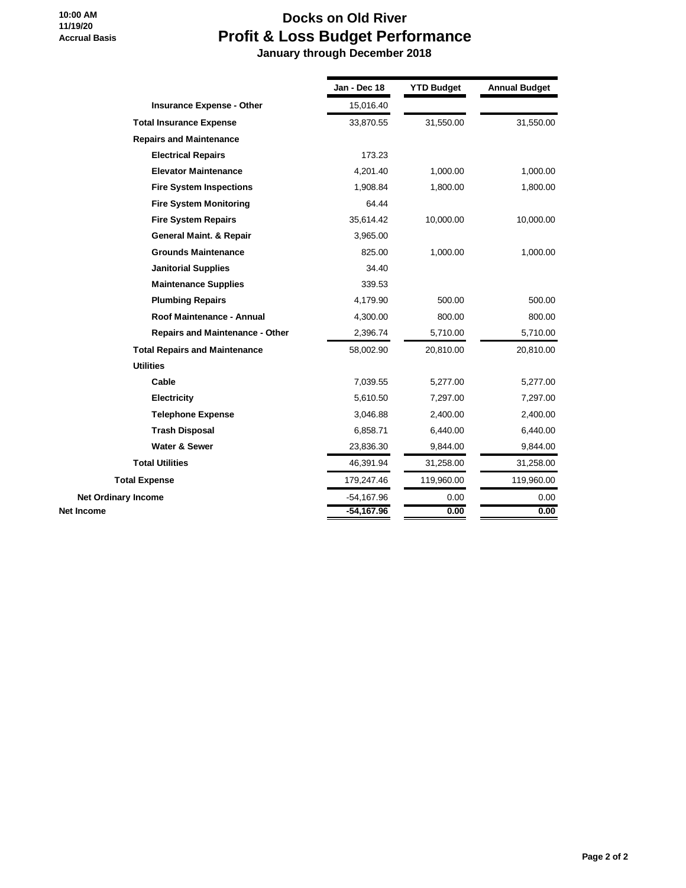# Docks on Old River

## Profit & Loss Budget Performance

### January through December 2018

| | Jan - Dec 18 | YTD Budget | Annual Budget |
|---|---|---|---|
| Insurance Expense - Other | 15,016.40 | | |
| Total Insurance Expense | 33,870.55 | 31,550.00 | 31,550.00 |
| Repairs and Maintenance | | | |
| Electrical Repairs | 173.23 | | |
| Elevator Maintenance | 4,201.40 | 1,000.00 | 1,000.00 |
| Fire System Inspections | 1,908.84 | 1,800.00 | 1,800.00 |
| Fire System Monitoring | 64.44 | | |
| Fire System Repairs | 35,614.42 | 10,000.00 | 10,000.00 |
| General Maint. & Repair | 3,965.00 | | |
| Grounds Maintenance | 825.00 | 1,000.00 | 1,000.00 |
| Janitorial Supplies | 34.40 | | |
| Maintenance Supplies | 339.53 | | |
| Plumbing Repairs | 4,179.90 | 500.00 | 500.00 |
| Roof Maintenance - Annual | 4,300.00 | 800.00 | 800.00 |
| Repairs and Maintenance - Other | 2,396.74 | 5,710.00 | 5,710.00 |
| Total Repairs and Maintenance | 58,002.90 | 20,810.00 | 20,810.00 |
| Utilities | | | |
| Cable | 7,039.55 | 5,277.00 | 5,277.00 |
| Electricity | 5,610.50 | 7,297.00 | 7,297.00 |
| Telephone Expense | 3,046.88 | 2,400.00 | 2,400.00 |
| Trash Disposal | 6,858.71 | 6,440.00 | 6,440.00 |
| Water & Sewer | 23,836.30 | 9,844.00 | 9,844.00 |
| Total Utilities | 46,391.94 | 31,258.00 | 31,258.00 |
| Total Expense | 179,247.46 | 119,960.00 | 119,960.00 |
| Net Ordinary Income | -54,167.96 | 0.00 | 0.00 |
| Net Income | -54,167.96 | 0.00 | 0.00 |